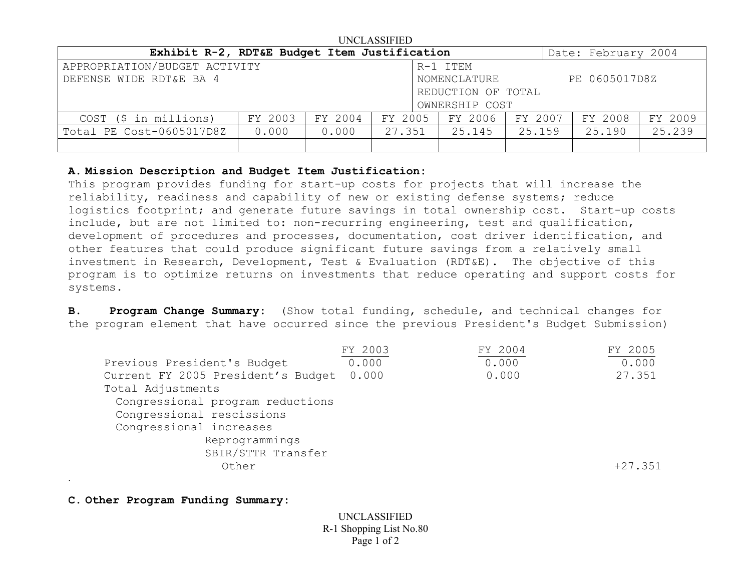UNCLASSIFIED

| Exhibit R-2, RDT&E Budget Item Justification | | | | | | | Date: February 2004 |
|---|---|---|---|---|---|---|---|
| APPROPRIATION/BUDGET ACTIVITY<br>DEFENSE WIDE RDT&E BA 4 | | | | R-1 ITEM NOMENCLATURE<br>REDUCTION OF TOTAL OWNERSHIP COST | | PE 0605017D8Z | |
| COST ($ in millions) | FY 2003 | FY 2004 | FY 2005 | FY 2006 | FY 2007 | FY 2008 | FY 2009 |
| Total PE Cost-0605017D8Z | 0.000 | 0.000 | 27.351 | 25.145 | 25.159 | 25.190 | 25.239 |
| | | | | | | | |

**A. Mission Description and Budget Item Justification:**
This program provides funding for start-up costs for projects that will increase the reliability, readiness and capability of new or existing defense systems; reduce logistics footprint; and generate future savings in total ownership cost. Start-up costs include, but are not limited to: non-recurring engineering, test and qualification, development of procedures and processes, documentation, cost driver identification, and other features that could produce significant future savings from a relatively small investment in Research, Development, Test & Evaluation (RDT&E). The objective of this program is to optimize returns on investments that reduce operating and support costs for systems.

**B. Program Change Summary:** (Show total funding, schedule, and technical changes for the program element that have occurred since the previous President's Budget Submission)

| | FY 2003 | FY 2004 | FY 2005 |
|---|---|---|---|
| Previous President's Budget | 0.000 | 0.000 | 0.000 |
| Current FY 2005 President's Budget | 0.000 | 0.000 | 27.351 |
| Total Adjustments | | | |
| Congressional program reductions | | | |
| Congressional rescissions | | | |
| Congressional increases | | | |
| Reprogrammings | | | |
| SBIR/STTR Transfer | | | |
| Other | | | +27.351 |

**C. Other Program Funding Summary:**

UNCLASSIFIED
R-1 Shopping List No.80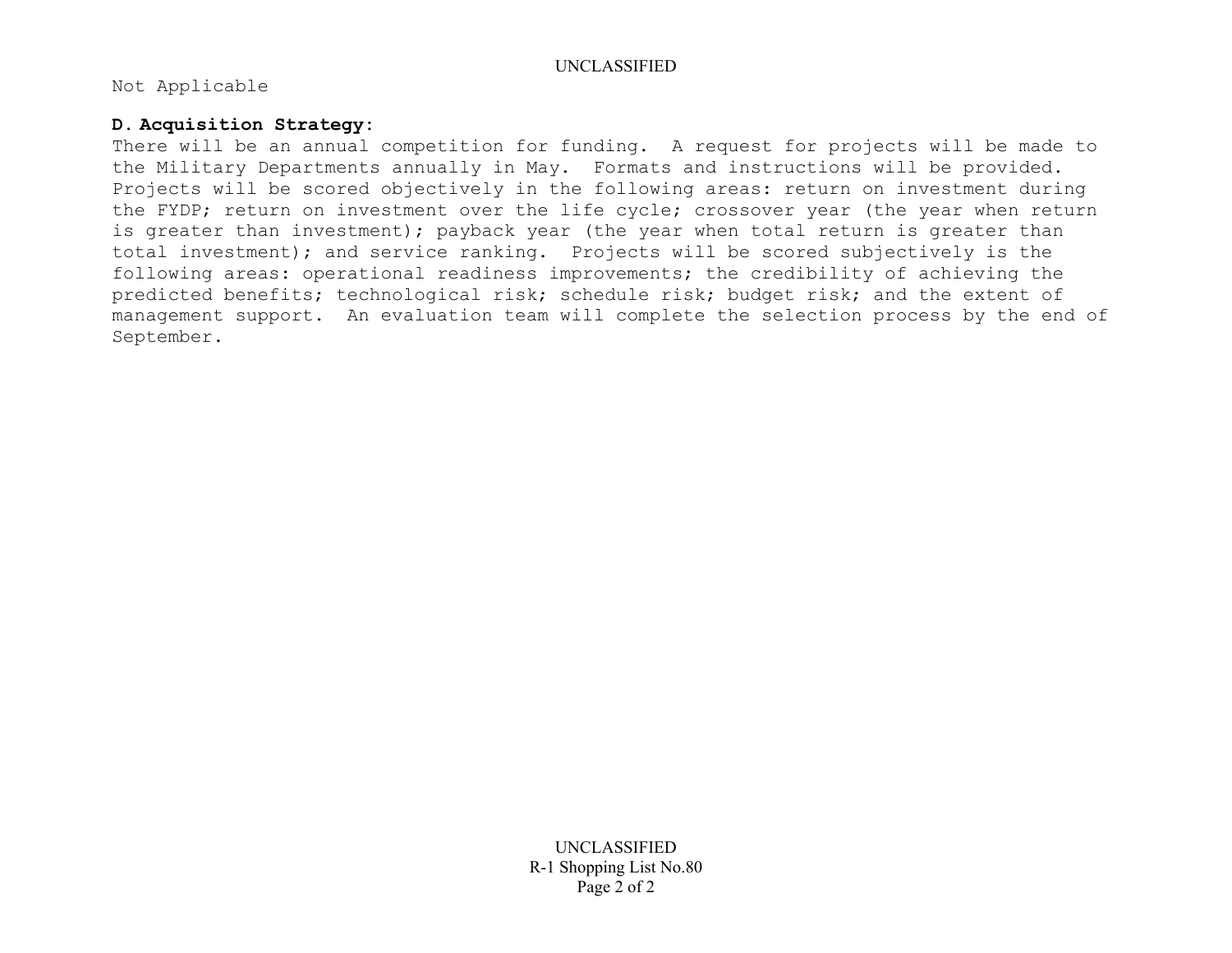Not Applicable

**D. Acquisition Strategy:**

There will be an annual competition for funding. A request for projects will be made to the Military Departments annually in May. Formats and instructions will be provided. Projects will be scored objectively in the following areas: return on investment during the FYDP; return on investment over the life cycle; crossover year (the year when return is greater than investment); payback year (the year when total return is greater than total investment); and service ranking. Projects will be scored subjectively is the following areas: operational readiness improvements; the credibility of achieving the predicted benefits; technological risk; schedule risk; budget risk; and the extent of management support. An evaluation team will complete the selection process by the end of September.